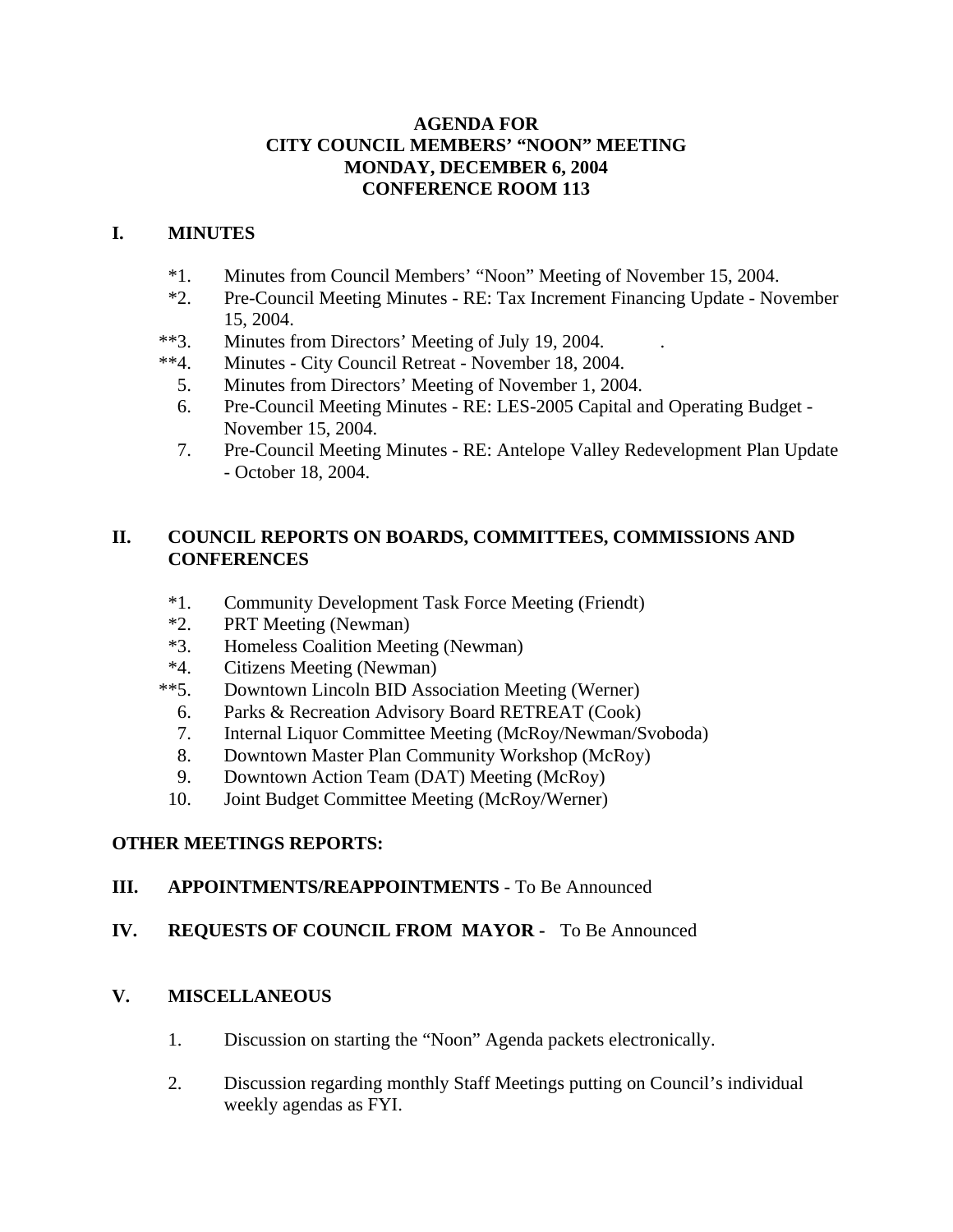**AGENDA FOR**
**CITY COUNCIL MEMBERS' "NOON" MEETING**
**MONDAY, DECEMBER 6, 2004**
**CONFERENCE ROOM 113**

## I. MINUTES

- *1. Minutes from Council Members' "Noon" Meeting of November 15, 2004.
- *2. Pre-Council Meeting Minutes - RE: Tax Increment Financing Update - November 15, 2004.
- **3. Minutes from Directors' Meeting of July 19, 2004.
- **4. Minutes - City Council Retreat - November 18, 2004.
- 5. Minutes from Directors' Meeting of November 1, 2004.
- 6. Pre-Council Meeting Minutes - RE: LES-2005 Capital and Operating Budget - November 15, 2004.
- 7. Pre-Council Meeting Minutes - RE: Antelope Valley Redevelopment Plan Update - October 18, 2004.

## II. COUNCIL REPORTS ON BOARDS, COMMITTEES, COMMISSIONS AND CONFERENCES

- *1. Community Development Task Force Meeting (Friendt)
- *2. PRT Meeting (Newman)
- *3. Homeless Coalition Meeting (Newman)
- *4. Citizens Meeting (Newman)
- **5. Downtown Lincoln BID Association Meeting (Werner)
- 6. Parks & Recreation Advisory Board RETREAT (Cook)
- 7. Internal Liquor Committee Meeting (McRoy/Newman/Svoboda)
- 8. Downtown Master Plan Community Workshop (McRoy)
- 9. Downtown Action Team (DAT) Meeting (McRoy)
- 10. Joint Budget Committee Meeting (McRoy/Werner)

**OTHER MEETINGS REPORTS:**

## III. APPOINTMENTS/REAPPOINTMENTS - To Be Announced

## IV. REQUESTS OF COUNCIL FROM MAYOR - To Be Announced

## V. MISCELLANEOUS

1. Discussion on starting the "Noon" Agenda packets electronically.

2. Discussion regarding monthly Staff Meetings putting on Council's individual weekly agendas as FYI.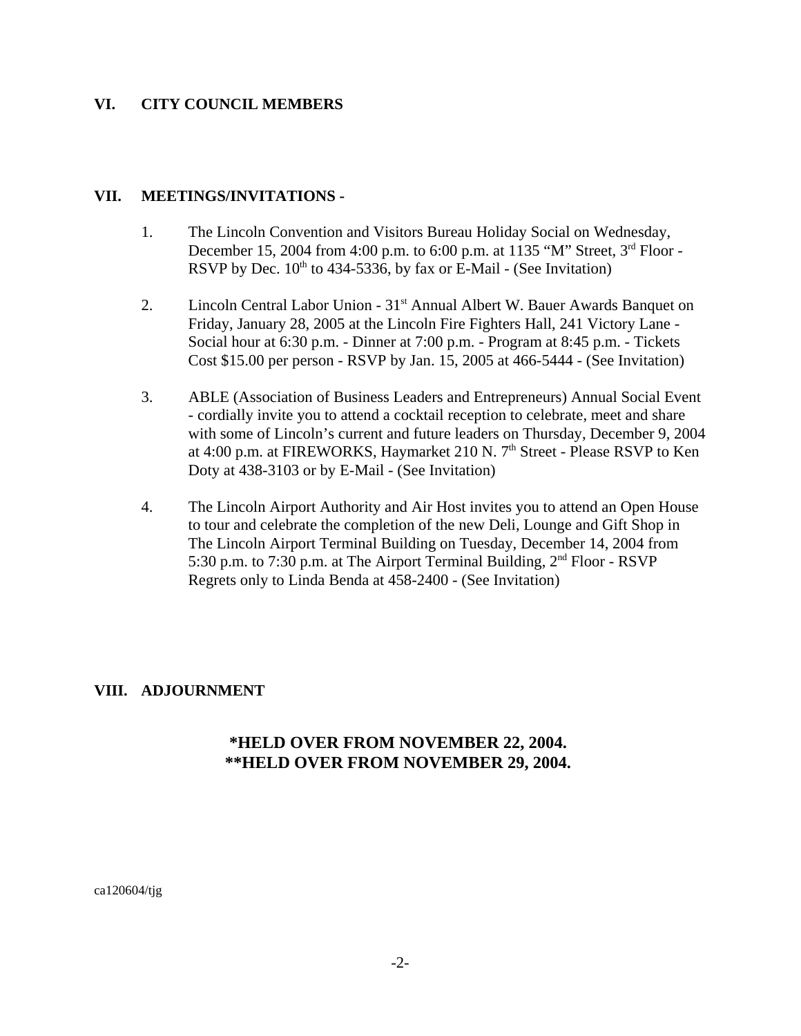## VI. CITY COUNCIL MEMBERS

## VII. MEETINGS/INVITATIONS -

1. The Lincoln Convention and Visitors Bureau Holiday Social on Wednesday, December 15, 2004 from 4:00 p.m. to 6:00 p.m. at 1135 "M" Street, 3rd Floor - RSVP by Dec. 10th to 434-5336, by fax or E-Mail - (See Invitation)

2. Lincoln Central Labor Union - 31st Annual Albert W. Bauer Awards Banquet on Friday, January 28, 2005 at the Lincoln Fire Fighters Hall, 241 Victory Lane - Social hour at 6:30 p.m. - Dinner at 7:00 p.m. - Program at 8:45 p.m. - Tickets Cost $15.00 per person - RSVP by Jan. 15, 2005 at 466-5444 - (See Invitation)

3. ABLE (Association of Business Leaders and Entrepreneurs) Annual Social Event - cordially invite you to attend a cocktail reception to celebrate, meet and share with some of Lincoln's current and future leaders on Thursday, December 9, 2004 at 4:00 p.m. at FIREWORKS, Haymarket 210 N. 7th Street - Please RSVP to Ken Doty at 438-3103 or by E-Mail - (See Invitation)

4. The Lincoln Airport Authority and Air Host invites you to attend an Open House to tour and celebrate the completion of the new Deli, Lounge and Gift Shop in The Lincoln Airport Terminal Building on Tuesday, December 14, 2004 from 5:30 p.m. to 7:30 p.m. at The Airport Terminal Building, 2nd Floor - RSVP Regrets only to Linda Benda at 458-2400 - (See Invitation)

## VIII. ADJOURNMENT

**\*HELD OVER FROM NOVEMBER 22, 2004.**
**\*\*HELD OVER FROM NOVEMBER 29, 2004.**

ca120604/tjg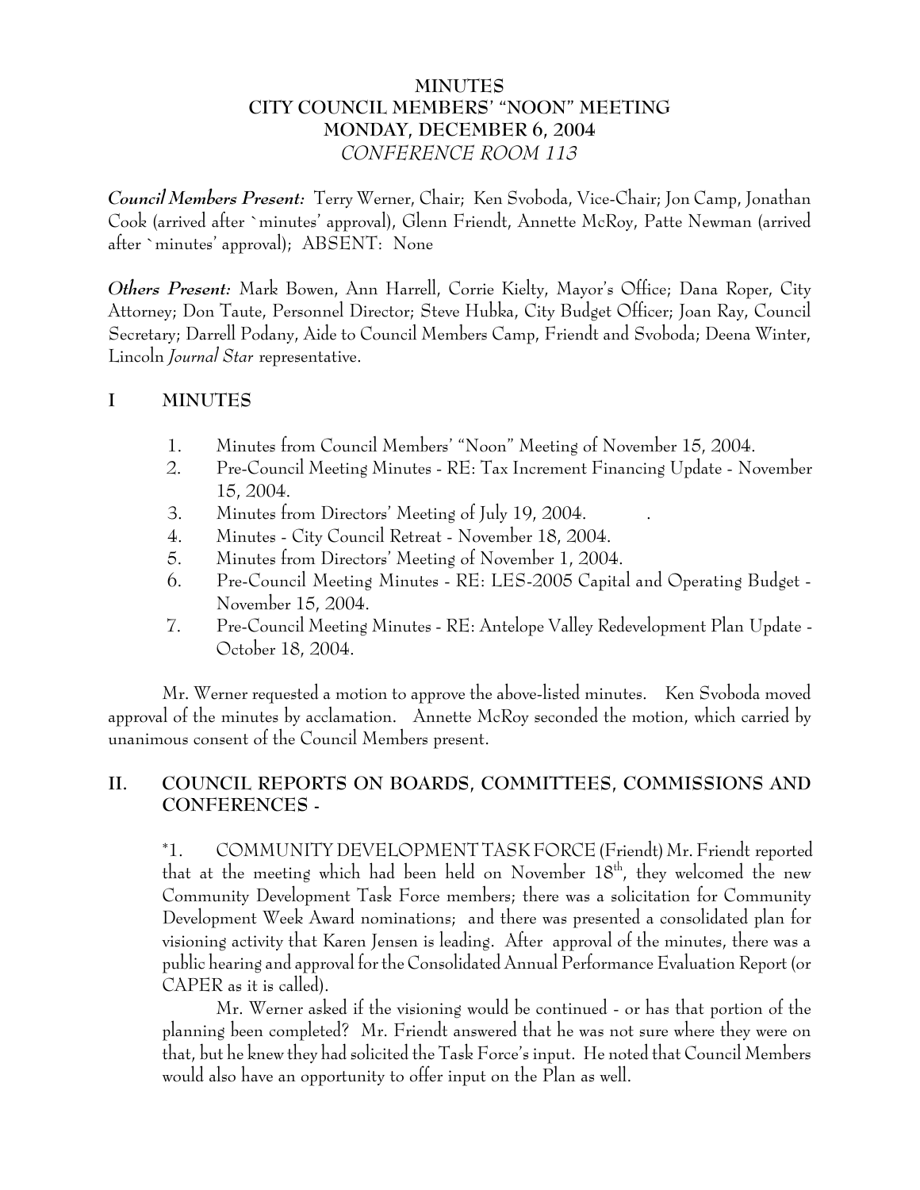# MINUTES
## CITY COUNCIL MEMBERS' "NOON" MEETING
## MONDAY, DECEMBER 6, 2004
## *CONFERENCE ROOM 113*

***Council Members Present:*** Terry Werner, Chair; Ken Svoboda, Vice-Chair; Jon Camp, Jonathan Cook (arrived after `minutes' approval), Glenn Friendt, Annette McRoy, Patte Newman (arrived after `minutes' approval); ABSENT: None

***Others Present:*** Mark Bowen, Ann Harrell, Corrie Kielty, Mayor's Office; Dana Roper, City Attorney; Don Taute, Personnel Director; Steve Hubka, City Budget Officer; Joan Ray, Council Secretary; Darrell Podany, Aide to Council Members Camp, Friendt and Svoboda; Deena Winter, Lincoln *Journal Star* representative.

## I MINUTES

1. Minutes from Council Members' "Noon" Meeting of November 15, 2004.
2. Pre-Council Meeting Minutes - RE: Tax Increment Financing Update - November 15, 2004.
3. Minutes from Directors' Meeting of July 19, 2004.
4. Minutes - City Council Retreat - November 18, 2004.
5. Minutes from Directors' Meeting of November 1, 2004.
6. Pre-Council Meeting Minutes - RE: LES-2005 Capital and Operating Budget - November 15, 2004.
7. Pre-Council Meeting Minutes - RE: Antelope Valley Redevelopment Plan Update - October 18, 2004.

Mr. Werner requested a motion to approve the above-listed minutes. Ken Svoboda moved approval of the minutes by acclamation. Annette McRoy seconded the motion, which carried by unanimous consent of the Council Members present.

## II. COUNCIL REPORTS ON BOARDS, COMMITTEES, COMMISSIONS AND CONFERENCES -

*1. COMMUNITY DEVELOPMENT TASK FORCE (Friendt) Mr. Friendt reported that at the meeting which had been held on November 18th, they welcomed the new Community Development Task Force members; there was a solicitation for Community Development Week Award nominations; and there was presented a consolidated plan for visioning activity that Karen Jensen is leading. After approval of the minutes, there was a public hearing and approval for the Consolidated Annual Performance Evaluation Report (or CAPER as it is called).

Mr. Werner asked if the visioning would be continued - or has that portion of the planning been completed? Mr. Friendt answered that he was not sure where they were on that, but he knew they had solicited the Task Force's input. He noted that Council Members would also have an opportunity to offer input on the Plan as well.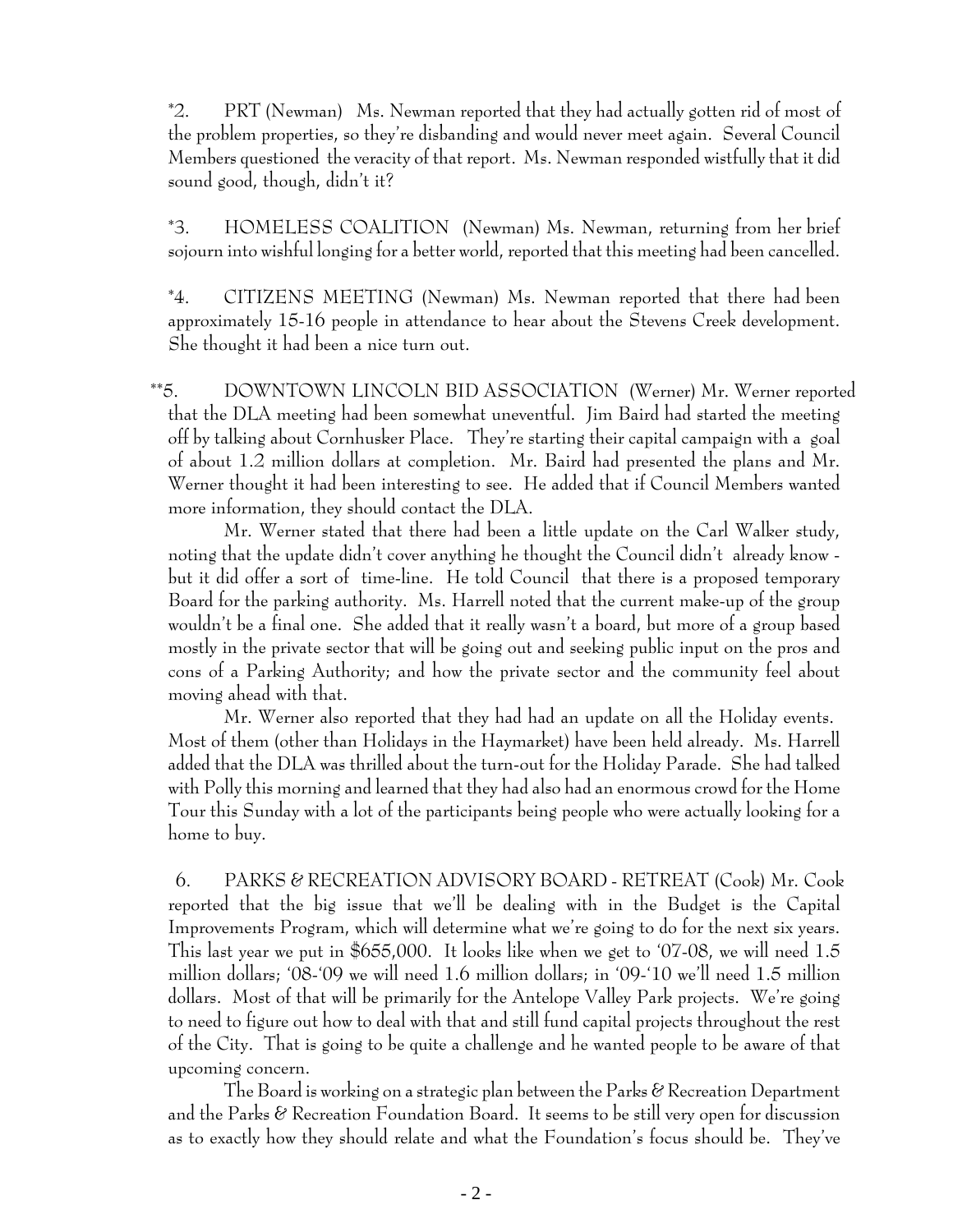*2. PRT (Newman) Ms. Newman reported that they had actually gotten rid of most of the problem properties, so they're disbanding and would never meet again. Several Council Members questioned the veracity of that report. Ms. Newman responded wistfully that it did sound good, though, didn't it?

*3. HOMELESS COALITION (Newman) Ms. Newman, returning from her brief sojourn into wishful longing for a better world, reported that this meeting had been cancelled.

*4. CITIZENS MEETING (Newman) Ms. Newman reported that there had been approximately 15-16 people in attendance to hear about the Stevens Creek development. She thought it had been a nice turn out.

**5. DOWNTOWN LINCOLN BID ASSOCIATION (Werner) Mr. Werner reported that the DLA meeting had been somewhat uneventful. Jim Baird had started the meeting off by talking about Cornhusker Place. They're starting their capital campaign with a goal of about 1.2 million dollars at completion. Mr. Baird had presented the plans and Mr. Werner thought it had been interesting to see. He added that if Council Members wanted more information, they should contact the DLA.

Mr. Werner stated that there had been a little update on the Carl Walker study, noting that the update didn't cover anything he thought the Council didn't already know - but it did offer a sort of time-line. He told Council that there is a proposed temporary Board for the parking authority. Ms. Harrell noted that the current make-up of the group wouldn't be a final one. She added that it really wasn't a board, but more of a group based mostly in the private sector that will be going out and seeking public input on the pros and cons of a Parking Authority; and how the private sector and the community feel about moving ahead with that.

Mr. Werner also reported that they had had an update on all the Holiday events. Most of them (other than Holidays in the Haymarket) have been held already. Ms. Harrell added that the DLA was thrilled about the turn-out for the Holiday Parade. She had talked with Polly this morning and learned that they had also had an enormous crowd for the Home Tour this Sunday with a lot of the participants being people who were actually looking for a home to buy.

6. PARKS & RECREATION ADVISORY BOARD - RETREAT (Cook) Mr. Cook reported that the big issue that we'll be dealing with in the Budget is the Capital Improvements Program, which will determine what we're going to do for the next six years. This last year we put in $655,000. It looks like when we get to '07-08, we will need 1.5 million dollars; '08-'09 we will need 1.6 million dollars; in '09-'10 we'll need 1.5 million dollars. Most of that will be primarily for the Antelope Valley Park projects. We're going to need to figure out how to deal with that and still fund capital projects throughout the rest of the City. That is going to be quite a challenge and he wanted people to be aware of that upcoming concern.

The Board is working on a strategic plan between the Parks & Recreation Department and the Parks & Recreation Foundation Board. It seems to be still very open for discussion as to exactly how they should relate and what the Foundation's focus should be. They've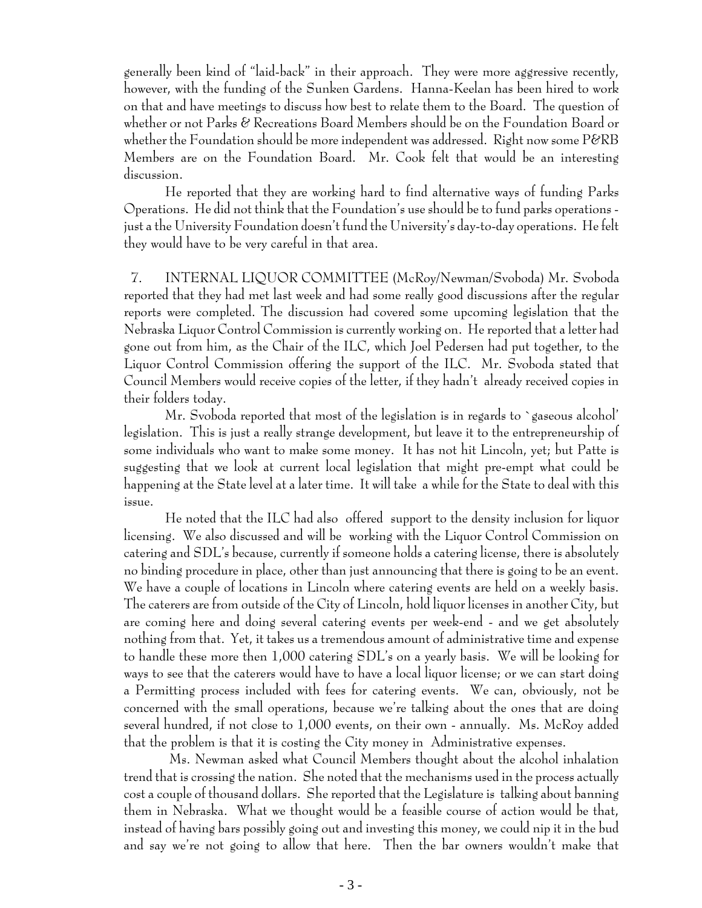generally been kind of "laid-back" in their approach. They were more aggressive recently, however, with the funding of the Sunken Gardens. Hanna-Keelan has been hired to work on that and have meetings to discuss how best to relate them to the Board. The question of whether or not Parks & Recreations Board Members should be on the Foundation Board or whether the Foundation should be more independent was addressed. Right now some P&RB Members are on the Foundation Board. Mr. Cook felt that would be an interesting discussion.

He reported that they are working hard to find alternative ways of funding Parks Operations. He did not think that the Foundation's use should be to fund parks operations - just a the University Foundation doesn't fund the University's day-to-day operations. He felt they would have to be very careful in that area.

7. INTERNAL LIQUOR COMMITTEE (McRoy/Newman/Svoboda) Mr. Svoboda reported that they had met last week and had some really good discussions after the regular reports were completed. The discussion had covered some upcoming legislation that the Nebraska Liquor Control Commission is currently working on. He reported that a letter had gone out from him, as the Chair of the ILC, which Joel Pedersen had put together, to the Liquor Control Commission offering the support of the ILC. Mr. Svoboda stated that Council Members would receive copies of the letter, if they hadn't already received copies in their folders today.

Mr. Svoboda reported that most of the legislation is in regards to `gaseous alcohol' legislation. This is just a really strange development, but leave it to the entrepreneurship of some individuals who want to make some money. It has not hit Lincoln, yet; but Patte is suggesting that we look at current local legislation that might pre-empt what could be happening at the State level at a later time. It will take a while for the State to deal with this issue.

He noted that the ILC had also offered support to the density inclusion for liquor licensing. We also discussed and will be working with the Liquor Control Commission on catering and SDL's because, currently if someone holds a catering license, there is absolutely no binding procedure in place, other than just announcing that there is going to be an event. We have a couple of locations in Lincoln where catering events are held on a weekly basis. The caterers are from outside of the City of Lincoln, hold liquor licenses in another City, but are coming here and doing several catering events per week-end - and we get absolutely nothing from that. Yet, it takes us a tremendous amount of administrative time and expense to handle these more then 1,000 catering SDL's on a yearly basis. We will be looking for ways to see that the caterers would have to have a local liquor license; or we can start doing a Permitting process included with fees for catering events. We can, obviously, not be concerned with the small operations, because we're talking about the ones that are doing several hundred, if not close to 1,000 events, on their own - annually. Ms. McRoy added that the problem is that it is costing the City money in Administrative expenses.

Ms. Newman asked what Council Members thought about the alcohol inhalation trend that is crossing the nation. She noted that the mechanisms used in the process actually cost a couple of thousand dollars. She reported that the Legislature is talking about banning them in Nebraska. What we thought would be a feasible course of action would be that, instead of having bars possibly going out and investing this money, we could nip it in the bud and say we're not going to allow that here. Then the bar owners wouldn't make that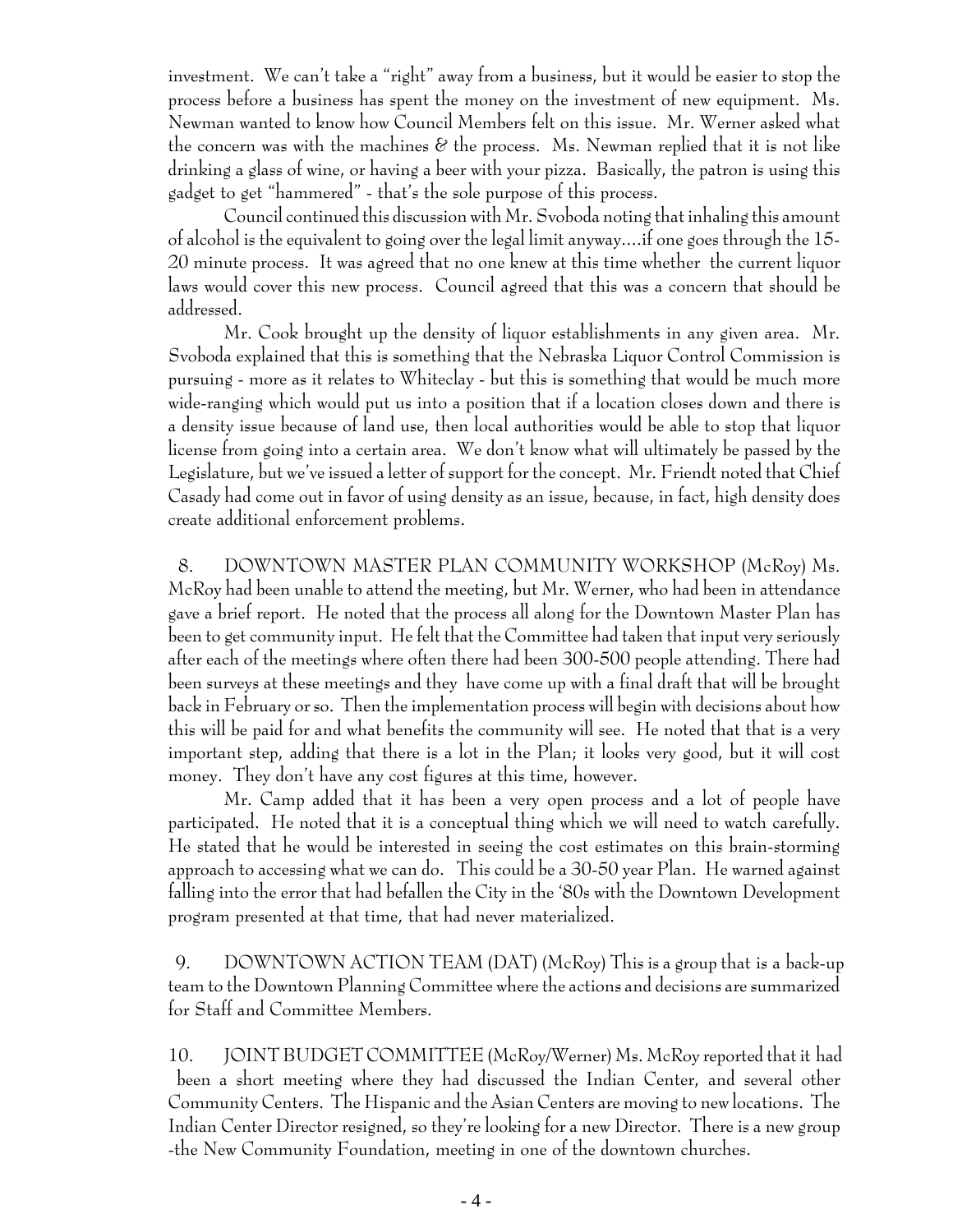investment. We can't take a "right" away from a business, but it would be easier to stop the process before a business has spent the money on the investment of new equipment. Ms. Newman wanted to know how Council Members felt on this issue. Mr. Werner asked what the concern was with the machines & the process. Ms. Newman replied that it is not like drinking a glass of wine, or having a beer with your pizza. Basically, the patron is using this gadget to get "hammered" - that's the sole purpose of this process.

Council continued this discussion with Mr. Svoboda noting that inhaling this amount of alcohol is the equivalent to going over the legal limit anyway....if one goes through the 15-20 minute process. It was agreed that no one knew at this time whether the current liquor laws would cover this new process. Council agreed that this was a concern that should be addressed.

Mr. Cook brought up the density of liquor establishments in any given area. Mr. Svoboda explained that this is something that the Nebraska Liquor Control Commission is pursuing - more as it relates to Whiteclay - but this is something that would be much more wide-ranging which would put us into a position that if a location closes down and there is a density issue because of land use, then local authorities would be able to stop that liquor license from going into a certain area. We don't know what will ultimately be passed by the Legislature, but we've issued a letter of support for the concept. Mr. Friendt noted that Chief Casady had come out in favor of using density as an issue, because, in fact, high density does create additional enforcement problems.

8. DOWNTOWN MASTER PLAN COMMUNITY WORKSHOP (McRoy) Ms. McRoy had been unable to attend the meeting, but Mr. Werner, who had been in attendance gave a brief report. He noted that the process all along for the Downtown Master Plan has been to get community input. He felt that the Committee had taken that input very seriously after each of the meetings where often there had been 300-500 people attending. There had been surveys at these meetings and they have come up with a final draft that will be brought back in February or so. Then the implementation process will begin with decisions about how this will be paid for and what benefits the community will see. He noted that that is a very important step, adding that there is a lot in the Plan; it looks very good, but it will cost money. They don't have any cost figures at this time, however.

Mr. Camp added that it has been a very open process and a lot of people have participated. He noted that it is a conceptual thing which we will need to watch carefully. He stated that he would be interested in seeing the cost estimates on this brain-storming approach to accessing what we can do. This could be a 30-50 year Plan. He warned against falling into the error that had befallen the City in the '80s with the Downtown Development program presented at that time, that had never materialized.

9. DOWNTOWN ACTION TEAM (DAT) (McRoy) This is a group that is a back-up team to the Downtown Planning Committee where the actions and decisions are summarized for Staff and Committee Members.

10. JOINT BUDGET COMMITTEE (McRoy/Werner) Ms. McRoy reported that it had been a short meeting where they had discussed the Indian Center, and several other Community Centers. The Hispanic and the Asian Centers are moving to new locations. The Indian Center Director resigned, so they're looking for a new Director. There is a new group -the New Community Foundation, meeting in one of the downtown churches.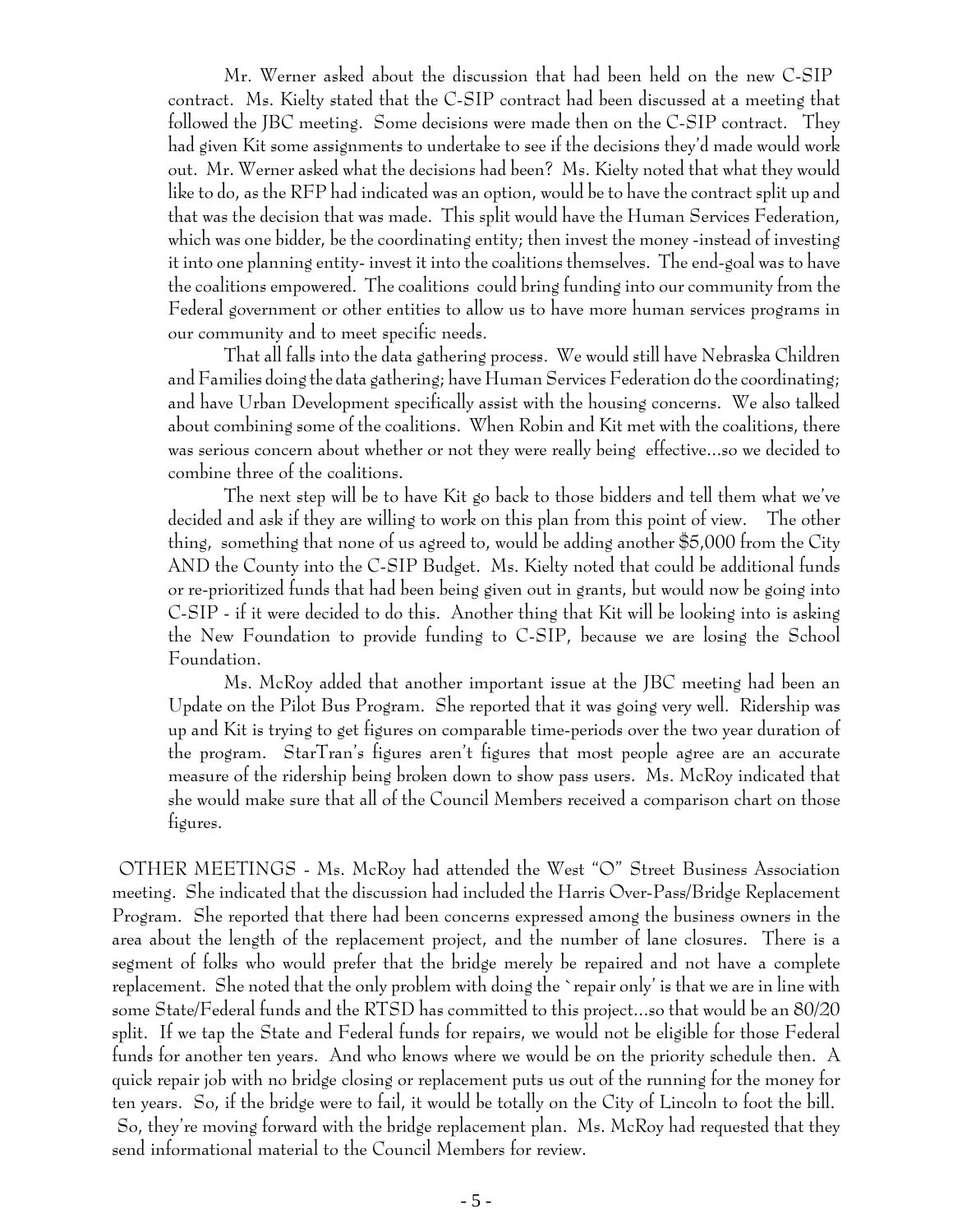Mr. Werner asked about the discussion that had been held on the new C-SIP contract. Ms. Kielty stated that the C-SIP contract had been discussed at a meeting that followed the JBC meeting. Some decisions were made then on the C-SIP contract. They had given Kit some assignments to undertake to see if the decisions they'd made would work out. Mr. Werner asked what the decisions had been? Ms. Kielty noted that what they would like to do, as the RFP had indicated was an option, would be to have the contract split up and that was the decision that was made. This split would have the Human Services Federation, which was one bidder, be the coordinating entity; then invest the money -instead of investing it into one planning entity- invest it into the coalitions themselves. The end-goal was to have the coalitions empowered. The coalitions could bring funding into our community from the Federal government or other entities to allow us to have more human services programs in our community and to meet specific needs.

That all falls into the data gathering process. We would still have Nebraska Children and Families doing the data gathering; have Human Services Federation do the coordinating; and have Urban Development specifically assist with the housing concerns. We also talked about combining some of the coalitions. When Robin and Kit met with the coalitions, there was serious concern about whether or not they were really being effective...so we decided to combine three of the coalitions.

The next step will be to have Kit go back to those bidders and tell them what we've decided and ask if they are willing to work on this plan from this point of view. The other thing, something that none of us agreed to, would be adding another $5,000 from the City AND the County into the C-SIP Budget. Ms. Kielty noted that could be additional funds or re-prioritized funds that had been being given out in grants, but would now be going into C-SIP - if it were decided to do this. Another thing that Kit will be looking into is asking the New Foundation to provide funding to C-SIP, because we are losing the School Foundation.

Ms. McRoy added that another important issue at the JBC meeting had been an Update on the Pilot Bus Program. She reported that it was going very well. Ridership was up and Kit is trying to get figures on comparable time-periods over the two year duration of the program. StarTran's figures aren't figures that most people agree are an accurate measure of the ridership being broken down to show pass users. Ms. McRoy indicated that she would make sure that all of the Council Members received a comparison chart on those figures.

OTHER MEETINGS - Ms. McRoy had attended the West "O" Street Business Association meeting. She indicated that the discussion had included the Harris Over-Pass/Bridge Replacement Program. She reported that there had been concerns expressed among the business owners in the area about the length of the replacement project, and the number of lane closures. There is a segment of folks who would prefer that the bridge merely be repaired and not have a complete replacement. She noted that the only problem with doing the `repair only' is that we are in line with some State/Federal funds and the RTSD has committed to this project...so that would be an 80/20 split. If we tap the State and Federal funds for repairs, we would not be eligible for those Federal funds for another ten years. And who knows where we would be on the priority schedule then. A quick repair job with no bridge closing or replacement puts us out of the running for the money for ten years. So, if the bridge were to fail, it would be totally on the City of Lincoln to foot the bill. So, they're moving forward with the bridge replacement plan. Ms. McRoy had requested that they send informational material to the Council Members for review.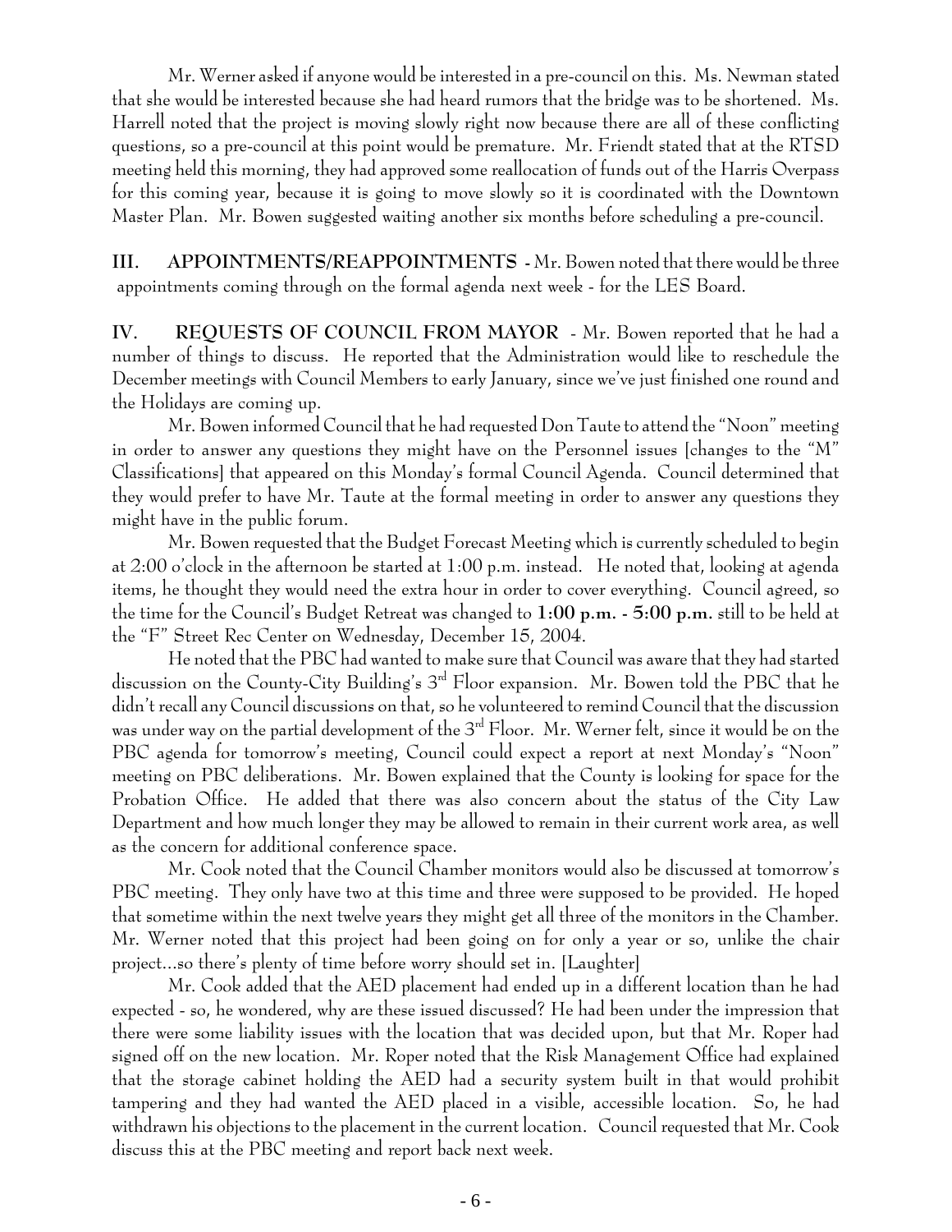Mr. Werner asked if anyone would be interested in a pre-council on this. Ms. Newman stated that she would be interested because she had heard rumors that the bridge was to be shortened. Ms. Harrell noted that the project is moving slowly right now because there are all of these conflicting questions, so a pre-council at this point would be premature. Mr. Friendt stated that at the RTSD meeting held this morning, they had approved some reallocation of funds out of the Harris Overpass for this coming year, because it is going to move slowly so it is coordinated with the Downtown Master Plan. Mr. Bowen suggested waiting another six months before scheduling a pre-council.

**III. APPOINTMENTS/REAPPOINTMENTS** - Mr. Bowen noted that there would be three appointments coming through on the formal agenda next week - for the LES Board.

**IV. REQUESTS OF COUNCIL FROM MAYOR** - Mr. Bowen reported that he had a number of things to discuss. He reported that the Administration would like to reschedule the December meetings with Council Members to early January, since we've just finished one round and the Holidays are coming up.

Mr. Bowen informed Council that he had requested Don Taute to attend the "Noon" meeting in order to answer any questions they might have on the Personnel issues [changes to the "M" Classifications] that appeared on this Monday's formal Council Agenda. Council determined that they would prefer to have Mr. Taute at the formal meeting in order to answer any questions they might have in the public forum.

Mr. Bowen requested that the Budget Forecast Meeting which is currently scheduled to begin at 2:00 o'clock in the afternoon be started at 1:00 p.m. instead. He noted that, looking at agenda items, he thought they would need the extra hour in order to cover everything. Council agreed, so the time for the Council's Budget Retreat was changed to **1:00 p.m. - 5:00 p.m.** still to be held at the "F" Street Rec Center on Wednesday, December 15, 2004.

He noted that the PBC had wanted to make sure that Council was aware that they had started discussion on the County-City Building's 3rd Floor expansion. Mr. Bowen told the PBC that he didn't recall any Council discussions on that, so he volunteered to remind Council that the discussion was under way on the partial development of the 3rd Floor. Mr. Werner felt, since it would be on the PBC agenda for tomorrow's meeting, Council could expect a report at next Monday's "Noon" meeting on PBC deliberations. Mr. Bowen explained that the County is looking for space for the Probation Office. He added that there was also concern about the status of the City Law Department and how much longer they may be allowed to remain in their current work area, as well as the concern for additional conference space.

Mr. Cook noted that the Council Chamber monitors would also be discussed at tomorrow's PBC meeting. They only have two at this time and three were supposed to be provided. He hoped that sometime within the next twelve years they might get all three of the monitors in the Chamber. Mr. Werner noted that this project had been going on for only a year or so, unlike the chair project...so there's plenty of time before worry should set in. [Laughter]

Mr. Cook added that the AED placement had ended up in a different location than he had expected - so, he wondered, why are these issued discussed? He had been under the impression that there were some liability issues with the location that was decided upon, but that Mr. Roper had signed off on the new location. Mr. Roper noted that the Risk Management Office had explained that the storage cabinet holding the AED had a security system built in that would prohibit tampering and they had wanted the AED placed in a visible, accessible location. So, he had withdrawn his objections to the placement in the current location. Council requested that Mr. Cook discuss this at the PBC meeting and report back next week.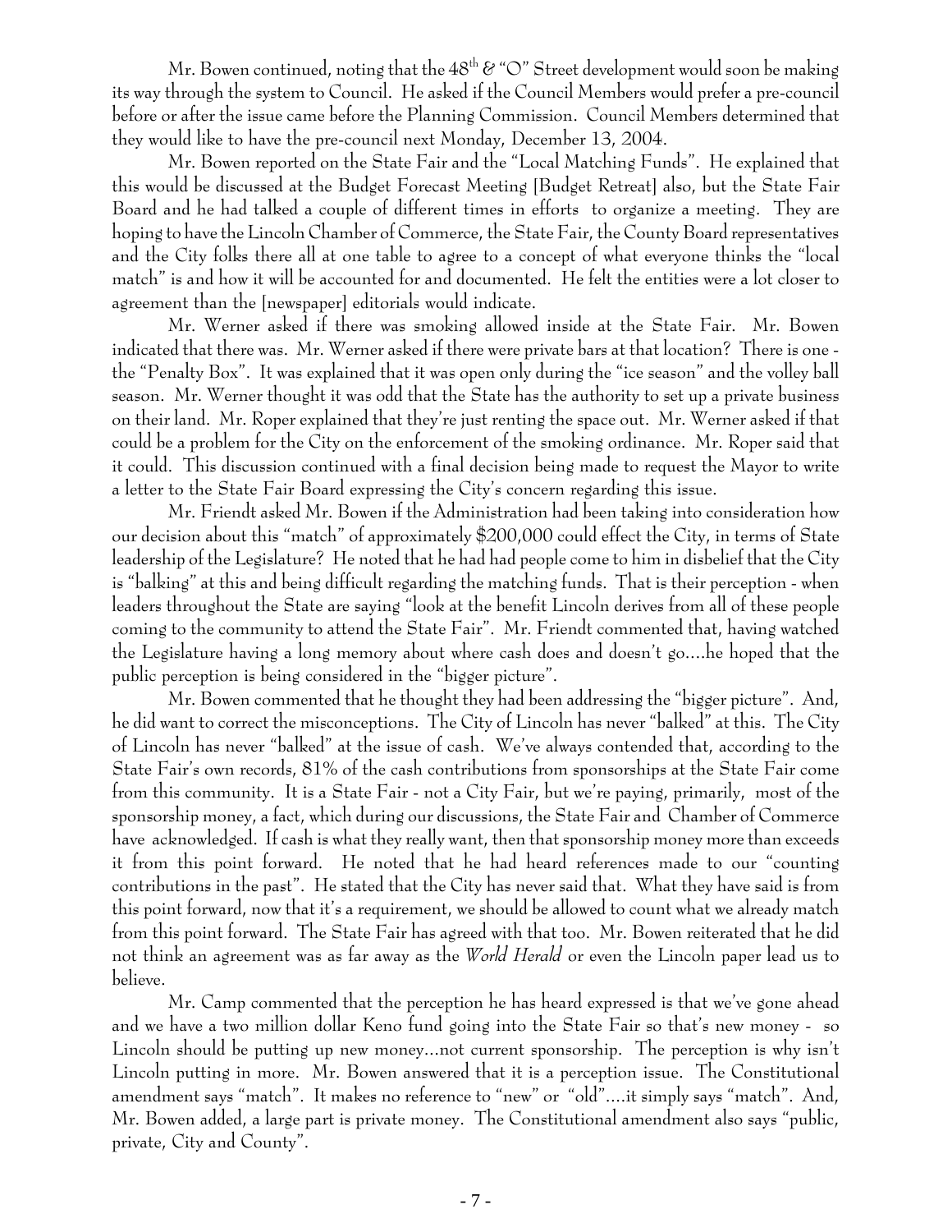Mr. Bowen continued, noting that the $48^{th}$ & "O" Street development would soon be making its way through the system to Council. He asked if the Council Members would prefer a pre-council before or after the issue came before the Planning Commission. Council Members determined that they would like to have the pre-council next Monday, December 13, 2004.

Mr. Bowen reported on the State Fair and the "Local Matching Funds". He explained that this would be discussed at the Budget Forecast Meeting [Budget Retreat] also, but the State Fair Board and he had talked a couple of different times in efforts to organize a meeting. They are hoping to have the Lincoln Chamber of Commerce, the State Fair, the County Board representatives and the City folks there all at one table to agree to a concept of what everyone thinks the "local match" is and how it will be accounted for and documented. He felt the entities were a lot closer to agreement than the [newspaper] editorials would indicate.

Mr. Werner asked if there was smoking allowed inside at the State Fair. Mr. Bowen indicated that there was. Mr. Werner asked if there were private bars at that location? There is one - the "Penalty Box". It was explained that it was open only during the "ice season" and the volley ball season. Mr. Werner thought it was odd that the State has the authority to set up a private business on their land. Mr. Roper explained that they're just renting the space out. Mr. Werner asked if that could be a problem for the City on the enforcement of the smoking ordinance. Mr. Roper said that it could. This discussion continued with a final decision being made to request the Mayor to write a letter to the State Fair Board expressing the City's concern regarding this issue.

Mr. Friendt asked Mr. Bowen if the Administration had been taking into consideration how our decision about this "match" of approximately $200,000 could effect the City, in terms of State leadership of the Legislature? He noted that he had had people come to him in disbelief that the City is "balking" at this and being difficult regarding the matching funds. That is their perception - when leaders throughout the State are saying "look at the benefit Lincoln derives from all of these people coming to the community to attend the State Fair". Mr. Friendt commented that, having watched the Legislature having a long memory about where cash does and doesn't go....he hoped that the public perception is being considered in the "bigger picture".

Mr. Bowen commented that he thought they had been addressing the "bigger picture". And, he did want to correct the misconceptions. The City of Lincoln has never "balked" at this. The City of Lincoln has never "balked" at the issue of cash. We've always contended that, according to the State Fair's own records, 81% of the cash contributions from sponsorships at the State Fair come from this community. It is a State Fair - not a City Fair, but we're paying, primarily, most of the sponsorship money, a fact, which during our discussions, the State Fair and Chamber of Commerce have acknowledged. If cash is what they really want, then that sponsorship money more than exceeds it from this point forward. He noted that he had heard references made to our "counting contributions in the past". He stated that the City has never said that. What they have said is from this point forward, now that it's a requirement, we should be allowed to count what we already match from this point forward. The State Fair has agreed with that too. Mr. Bowen reiterated that he did not think an agreement was as far away as the *World Herald* or even the Lincoln paper lead us to believe.

Mr. Camp commented that the perception he has heard expressed is that we've gone ahead and we have a two million dollar Keno fund going into the State Fair so that's new money - so Lincoln should be putting up new money...not current sponsorship. The perception is why isn't Lincoln putting in more. Mr. Bowen answered that it is a perception issue. The Constitutional amendment says "match". It makes no reference to "new" or "old"....it simply says "match". And, Mr. Bowen added, a large part is private money. The Constitutional amendment also says "public, private, City and County".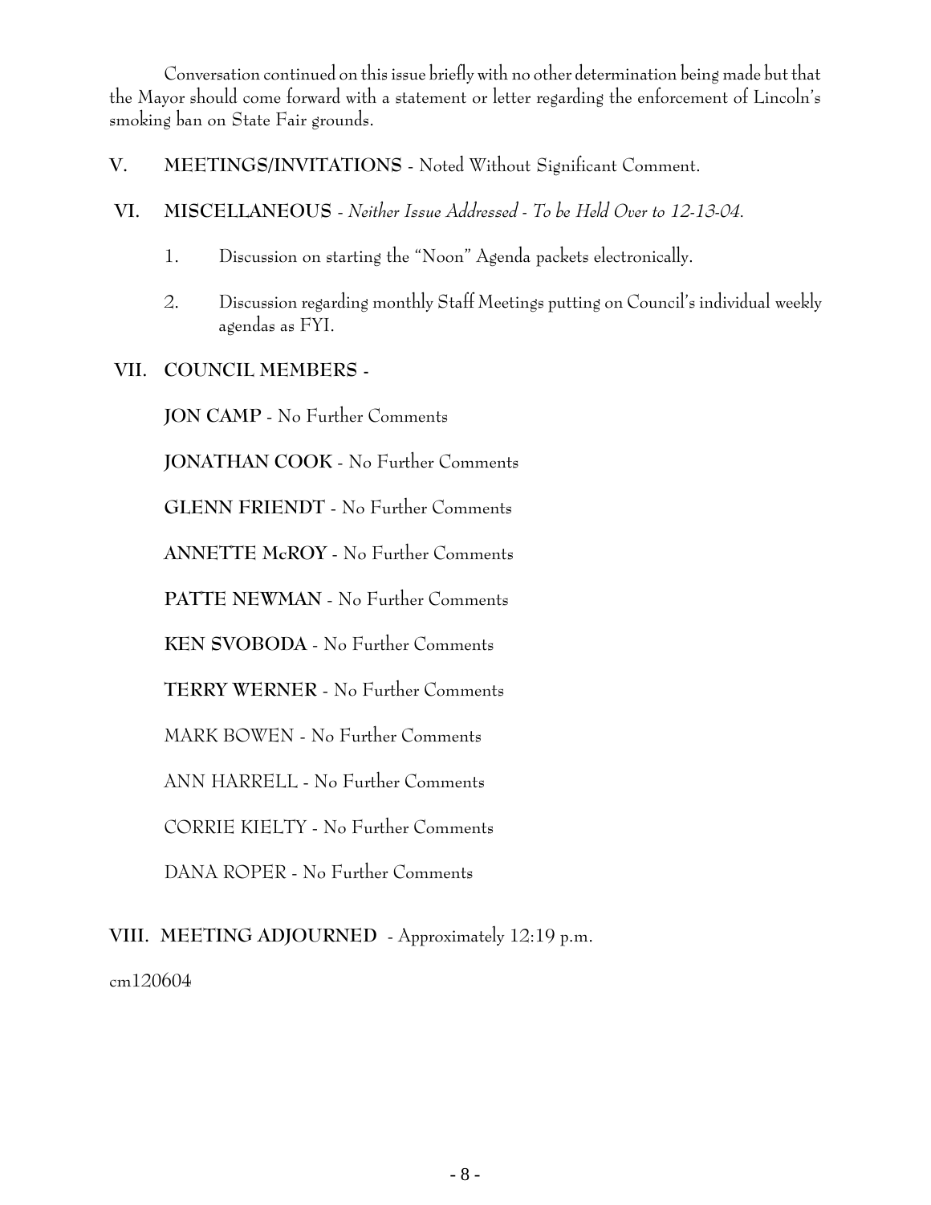Conversation continued on this issue briefly with no other determination being made but that the Mayor should come forward with a statement or letter regarding the enforcement of Lincoln's smoking ban on State Fair grounds.

**V. MEETINGS/INVITATIONS** - Noted Without Significant Comment.

**VI. MISCELLANEOUS** - *Neither Issue Addressed - To be Held Over to 12-13-04.*

1. Discussion on starting the "Noon" Agenda packets electronically.

2. Discussion regarding monthly Staff Meetings putting on Council's individual weekly agendas as FYI.

**VII. COUNCIL MEMBERS -**

**JON CAMP** - No Further Comments

**JONATHAN COOK** - No Further Comments

**GLENN FRIENDT** - No Further Comments

**ANNETTE McROY** - No Further Comments

**PATTE NEWMAN** - No Further Comments

**KEN SVOBODA** - No Further Comments

**TERRY WERNER** - No Further Comments

MARK BOWEN - No Further Comments

ANN HARRELL - No Further Comments

CORRIE KIELTY - No Further Comments

DANA ROPER - No Further Comments

**VIII. MEETING ADJOURNED** - Approximately 12:19 p.m.

cm120604